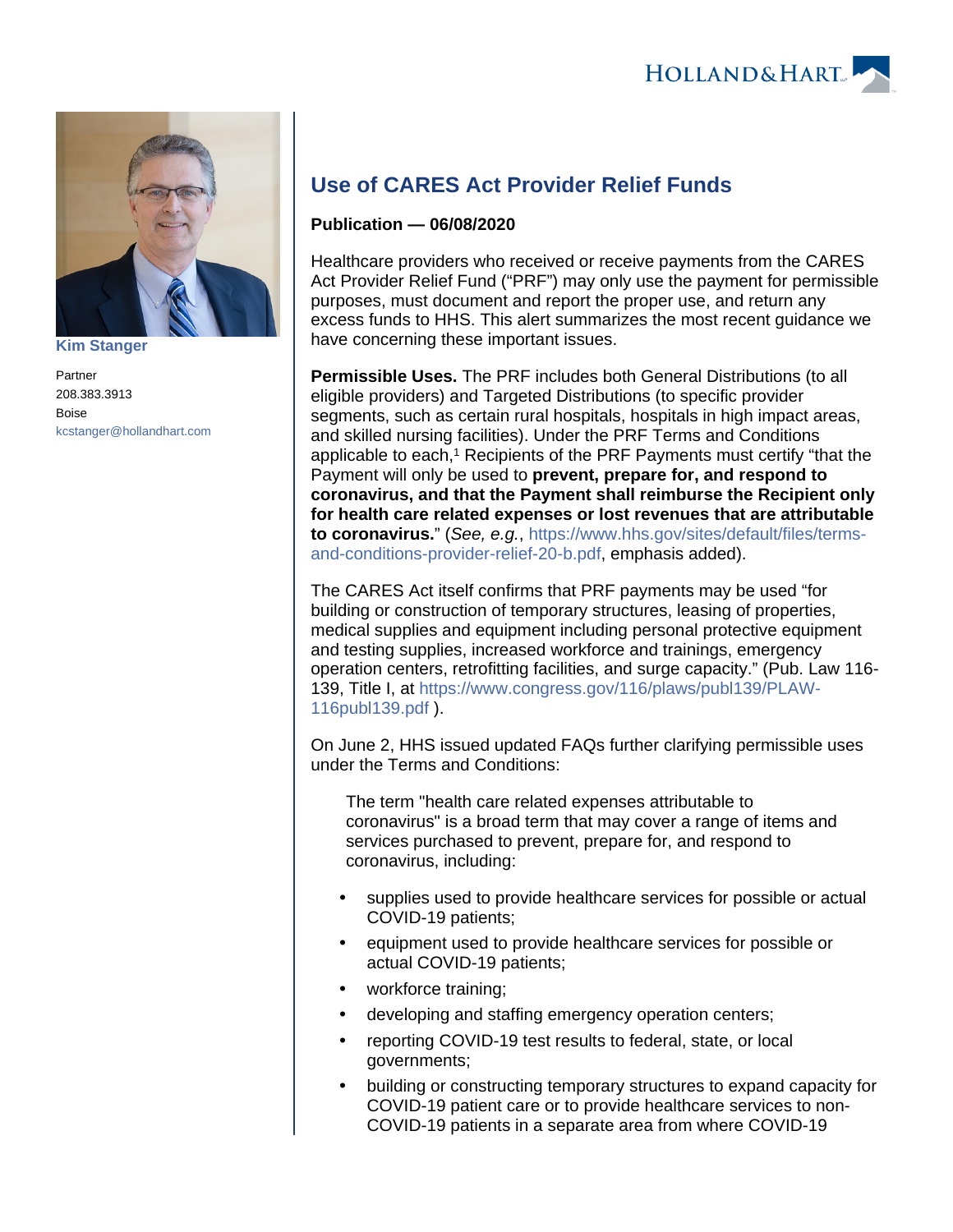Kim Stanger

Partner
208.383.3913
Boise
kcstanger@hollandhart.com

# Use of CARES Act Provider Relief Funds

**Publication — 06/08/2020**

Healthcare providers who received or receive payments from the CARES Act Provider Relief Fund ("PRF") may only use the payment for permissible purposes, must document and report the proper use, and return any excess funds to HHS. This alert summarizes the most recent guidance we have concerning these important issues.

**Permissible Uses.** The PRF includes both General Distributions (to all eligible providers) and Targeted Distributions (to specific provider segments, such as certain rural hospitals, hospitals in high impact areas, and skilled nursing facilities). Under the PRF Terms and Conditions applicable to each,[1] Recipients of the PRF Payments must certify "that the Payment will only be used to **prevent, prepare for, and respond to coronavirus, and that the Payment shall reimburse the Recipient only for health care related expenses or lost revenues that are attributable to coronavirus.**" (*See, e.g.*, https://www.hhs.gov/sites/default/files/terms-and-conditions-provider-relief-20-b.pdf, emphasis added).

The CARES Act itself confirms that PRF payments may be used "for building or construction of temporary structures, leasing of properties, medical supplies and equipment including personal protective equipment and testing supplies, increased workforce and trainings, emergency operation centers, retrofitting facilities, and surge capacity." (Pub. Law 116-139, Title I, at https://www.congress.gov/116/plaws/publ139/PLAW-116publ139.pdf ).

On June 2, HHS issued updated FAQs further clarifying permissible uses under the Terms and Conditions:

> The term "health care related expenses attributable to coronavirus" is a broad term that may cover a range of items and services purchased to prevent, prepare for, and respond to coronavirus, including:

- supplies used to provide healthcare services for possible or actual COVID-19 patients;
- equipment used to provide healthcare services for possible or actual COVID-19 patients;
- workforce training;
- developing and staffing emergency operation centers;
- reporting COVID-19 test results to federal, state, or local governments;
- building or constructing temporary structures to expand capacity for COVID-19 patient care or to provide healthcare services to non-COVID-19 patients in a separate area from where COVID-19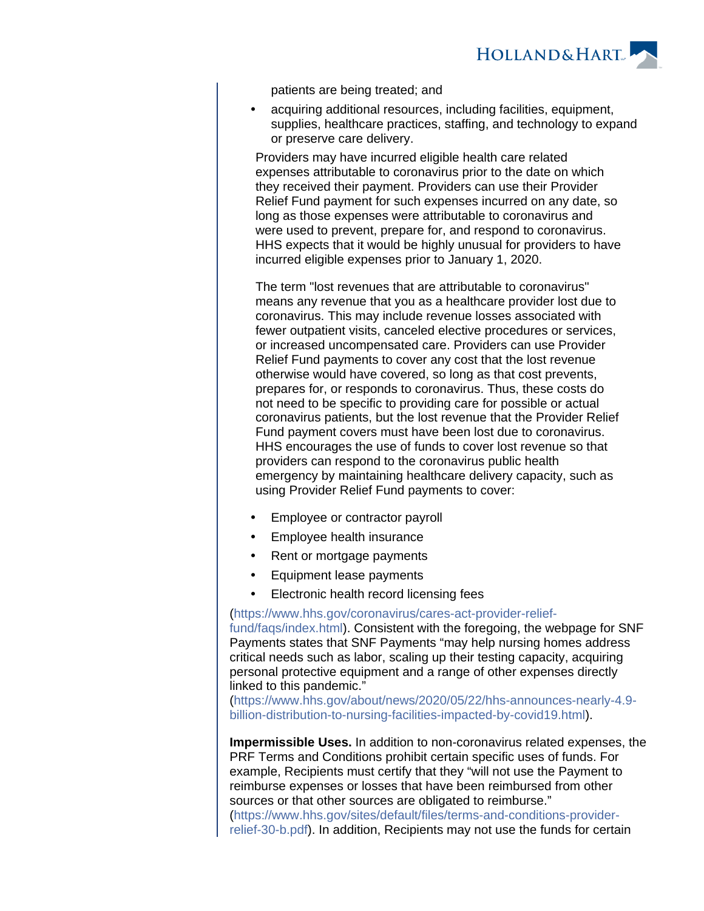patients are being treated; and

- acquiring additional resources, including facilities, equipment, supplies, healthcare practices, staffing, and technology to expand or preserve care delivery.

Providers may have incurred eligible health care related expenses attributable to coronavirus prior to the date on which they received their payment. Providers can use their Provider Relief Fund payment for such expenses incurred on any date, so long as those expenses were attributable to coronavirus and were used to prevent, prepare for, and respond to coronavirus. HHS expects that it would be highly unusual for providers to have incurred eligible expenses prior to January 1, 2020.

The term "lost revenues that are attributable to coronavirus" means any revenue that you as a healthcare provider lost due to coronavirus. This may include revenue losses associated with fewer outpatient visits, canceled elective procedures or services, or increased uncompensated care. Providers can use Provider Relief Fund payments to cover any cost that the lost revenue otherwise would have covered, so long as that cost prevents, prepares for, or responds to coronavirus. Thus, these costs do not need to be specific to providing care for possible or actual coronavirus patients, but the lost revenue that the Provider Relief Fund payment covers must have been lost due to coronavirus. HHS encourages the use of funds to cover lost revenue so that providers can respond to the coronavirus public health emergency by maintaining healthcare delivery capacity, such as using Provider Relief Fund payments to cover:

- Employee or contractor payroll
- Employee health insurance
- Rent or mortgage payments
- Equipment lease payments
- Electronic health record licensing fees

(https://www.hhs.gov/coronavirus/cares-act-provider-relief-fund/faqs/index.html). Consistent with the foregoing, the webpage for SNF Payments states that SNF Payments "may help nursing homes address critical needs such as labor, scaling up their testing capacity, acquiring personal protective equipment and a range of other expenses directly linked to this pandemic." (https://www.hhs.gov/about/news/2020/05/22/hhs-announces-nearly-4.9-billion-distribution-to-nursing-facilities-impacted-by-covid19.html).

**Impermissible Uses.** In addition to non-coronavirus related expenses, the PRF Terms and Conditions prohibit certain specific uses of funds. For example, Recipients must certify that they "will not use the Payment to reimburse expenses or losses that have been reimbursed from other sources or that other sources are obligated to reimburse." (https://www.hhs.gov/sites/default/files/terms-and-conditions-provider-relief-30-b.pdf). In addition, Recipients may not use the funds for certain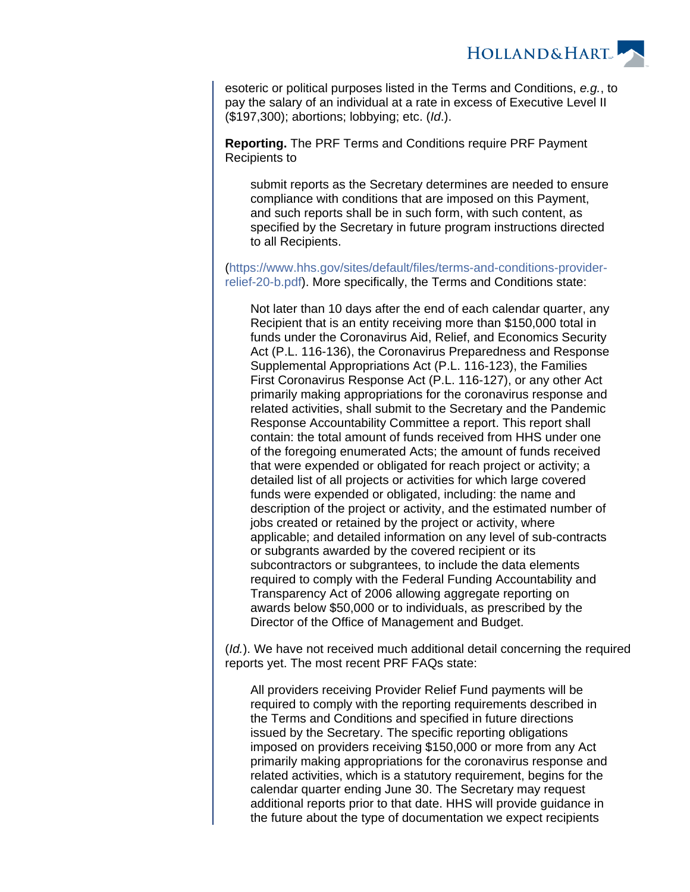esoteric or political purposes listed in the Terms and Conditions, *e.g.*, to pay the salary of an individual at a rate in excess of Executive Level II ($197,300); abortions; lobbying; etc. (*Id*.).

**Reporting.** The PRF Terms and Conditions require PRF Payment Recipients to

> submit reports as the Secretary determines are needed to ensure compliance with conditions that are imposed on this Payment, and such reports shall be in such form, with such content, as specified by the Secretary in future program instructions directed to all Recipients.

(https://www.hhs.gov/sites/default/files/terms-and-conditions-provider-relief-20-b.pdf). More specifically, the Terms and Conditions state:

> Not later than 10 days after the end of each calendar quarter, any Recipient that is an entity receiving more than $150,000 total in funds under the Coronavirus Aid, Relief, and Economics Security Act (P.L. 116-136), the Coronavirus Preparedness and Response Supplemental Appropriations Act (P.L. 116-123), the Families First Coronavirus Response Act (P.L. 116-127), or any other Act primarily making appropriations for the coronavirus response and related activities, shall submit to the Secretary and the Pandemic Response Accountability Committee a report. This report shall contain: the total amount of funds received from HHS under one of the foregoing enumerated Acts; the amount of funds received that were expended or obligated for reach project or activity; a detailed list of all projects or activities for which large covered funds were expended or obligated, including: the name and description of the project or activity, and the estimated number of jobs created or retained by the project or activity, where applicable; and detailed information on any level of sub-contracts or subgrants awarded by the covered recipient or its subcontractors or subgrantees, to include the data elements required to comply with the Federal Funding Accountability and Transparency Act of 2006 allowing aggregate reporting on awards below $50,000 or to individuals, as prescribed by the Director of the Office of Management and Budget.

(*Id.*). We have not received much additional detail concerning the required reports yet. The most recent PRF FAQs state:

> All providers receiving Provider Relief Fund payments will be required to comply with the reporting requirements described in the Terms and Conditions and specified in future directions issued by the Secretary. The specific reporting obligations imposed on providers receiving $150,000 or more from any Act primarily making appropriations for the coronavirus response and related activities, which is a statutory requirement, begins for the calendar quarter ending June 30. The Secretary may request additional reports prior to that date. HHS will provide guidance in the future about the type of documentation we expect recipients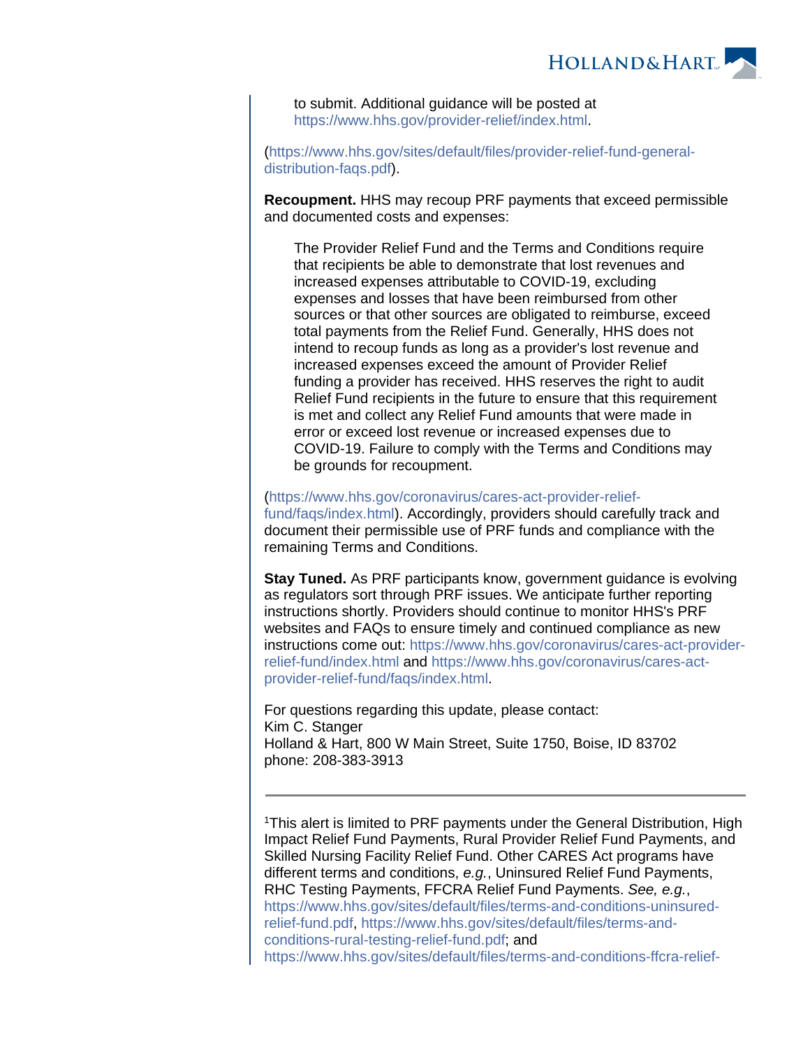> to submit. Additional guidance will be posted at https://www.hhs.gov/provider-relief/index.html.

(https://www.hhs.gov/sites/default/files/provider-relief-fund-general-distribution-faqs.pdf).

**Recoupment.** HHS may recoup PRF payments that exceed permissible and documented costs and expenses:

> The Provider Relief Fund and the Terms and Conditions require that recipients be able to demonstrate that lost revenues and increased expenses attributable to COVID-19, excluding expenses and losses that have been reimbursed from other sources or that other sources are obligated to reimburse, exceed total payments from the Relief Fund. Generally, HHS does not intend to recoup funds as long as a provider's lost revenue and increased expenses exceed the amount of Provider Relief funding a provider has received. HHS reserves the right to audit Relief Fund recipients in the future to ensure that this requirement is met and collect any Relief Fund amounts that were made in error or exceed lost revenue or increased expenses due to COVID-19. Failure to comply with the Terms and Conditions may be grounds for recoupment.

(https://www.hhs.gov/coronavirus/cares-act-provider-relief-fund/faqs/index.html). Accordingly, providers should carefully track and document their permissible use of PRF funds and compliance with the remaining Terms and Conditions.

**Stay Tuned.** As PRF participants know, government guidance is evolving as regulators sort through PRF issues. We anticipate further reporting instructions shortly. Providers should continue to monitor HHS's PRF websites and FAQs to ensure timely and continued compliance as new instructions come out: https://www.hhs.gov/coronavirus/cares-act-provider-relief-fund/index.html and https://www.hhs.gov/coronavirus/cares-act-provider-relief-fund/faqs/index.html.

For questions regarding this update, please contact:
Kim C. Stanger
Holland & Hart, 800 W Main Street, Suite 1750, Boise, ID 83702
phone: 208-383-3913

---

[1]This alert is limited to PRF payments under the General Distribution, High Impact Relief Fund Payments, Rural Provider Relief Fund Payments, and Skilled Nursing Facility Relief Fund. Other CARES Act programs have different terms and conditions, *e.g.*, Uninsured Relief Fund Payments, RHC Testing Payments, FFCRA Relief Fund Payments. *See, e.g.*, https://www.hhs.gov/sites/default/files/terms-and-conditions-uninsured-relief-fund.pdf, https://www.hhs.gov/sites/default/files/terms-and-conditions-rural-testing-relief-fund.pdf; and https://www.hhs.gov/sites/default/files/terms-and-conditions-ffcra-relief-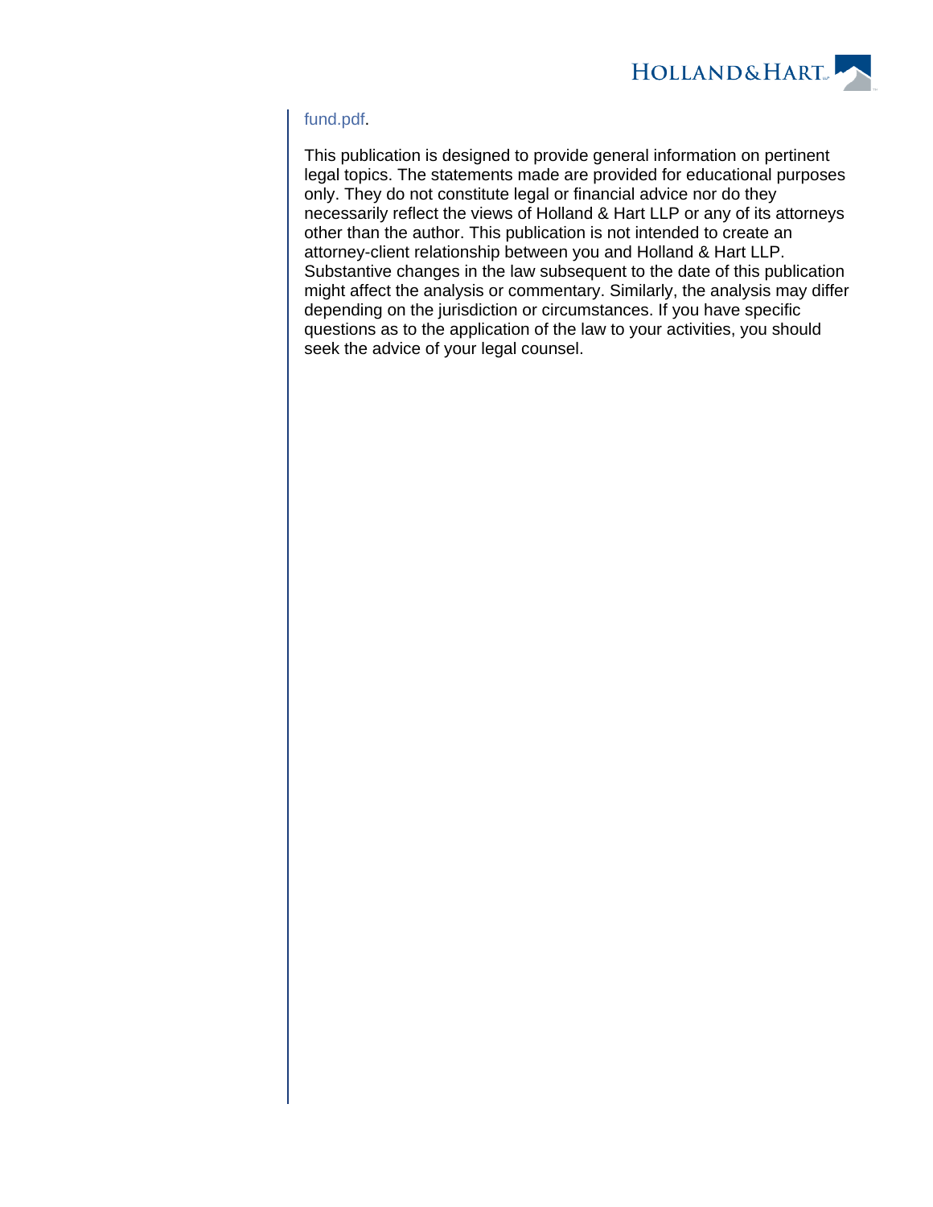fund.pdf.

This publication is designed to provide general information on pertinent legal topics. The statements made are provided for educational purposes only. They do not constitute legal or financial advice nor do they necessarily reflect the views of Holland & Hart LLP or any of its attorneys other than the author. This publication is not intended to create an attorney-client relationship between you and Holland & Hart LLP. Substantive changes in the law subsequent to the date of this publication might affect the analysis or commentary. Similarly, the analysis may differ depending on the jurisdiction or circumstances. If you have specific questions as to the application of the law to your activities, you should seek the advice of your legal counsel.